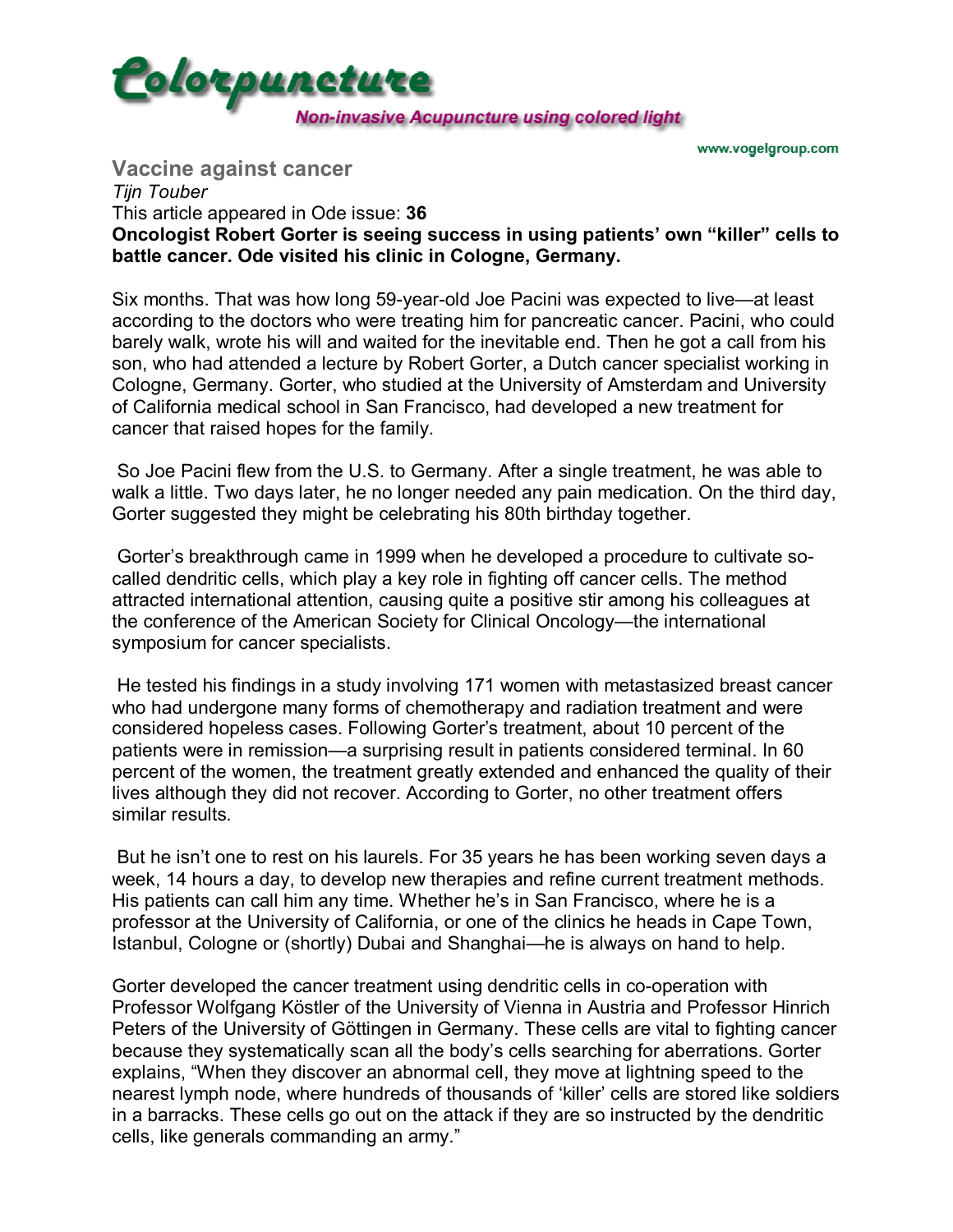# Colorpuncture

**Non-invasive Acupuncture using colored light**

www.vogelgroup.com

## Vaccine against cancer

*Tijn Touber*

This article appeared in Ode issue: **36**

**Oncologist Robert Gorter is seeing success in using patients' own "killer" cells to battle cancer. Ode visited his clinic in Cologne, Germany.**

Six months. That was how long 59-year-old Joe Pacini was expected to live—at least according to the doctors who were treating him for pancreatic cancer. Pacini, who could barely walk, wrote his will and waited for the inevitable end. Then he got a call from his son, who had attended a lecture by Robert Gorter, a Dutch cancer specialist working in Cologne, Germany. Gorter, who studied at the University of Amsterdam and University of California medical school in San Francisco, had developed a new treatment for cancer that raised hopes for the family.

So Joe Pacini flew from the U.S. to Germany. After a single treatment, he was able to walk a little. Two days later, he no longer needed any pain medication. On the third day, Gorter suggested they might be celebrating his 80th birthday together.

Gorter's breakthrough came in 1999 when he developed a procedure to cultivate so-called dendritic cells, which play a key role in fighting off cancer cells. The method attracted international attention, causing quite a positive stir among his colleagues at the conference of the American Society for Clinical Oncology—the international symposium for cancer specialists.

He tested his findings in a study involving 171 women with metastasized breast cancer who had undergone many forms of chemotherapy and radiation treatment and were considered hopeless cases. Following Gorter's treatment, about 10 percent of the patients were in remission—a surprising result in patients considered terminal. In 60 percent of the women, the treatment greatly extended and enhanced the quality of their lives although they did not recover. According to Gorter, no other treatment offers similar results.

But he isn't one to rest on his laurels. For 35 years he has been working seven days a week, 14 hours a day, to develop new therapies and refine current treatment methods. His patients can call him any time. Whether he's in San Francisco, where he is a professor at the University of California, or one of the clinics he heads in Cape Town, Istanbul, Cologne or (shortly) Dubai and Shanghai—he is always on hand to help.

Gorter developed the cancer treatment using dendritic cells in co-operation with Professor Wolfgang Köstler of the University of Vienna in Austria and Professor Hinrich Peters of the University of Göttingen in Germany. These cells are vital to fighting cancer because they systematically scan all the body's cells searching for aberrations. Gorter explains, "When they discover an abnormal cell, they move at lightning speed to the nearest lymph node, where hundreds of thousands of 'killer' cells are stored like soldiers in a barracks. These cells go out on the attack if they are so instructed by the dendritic cells, like generals commanding an army."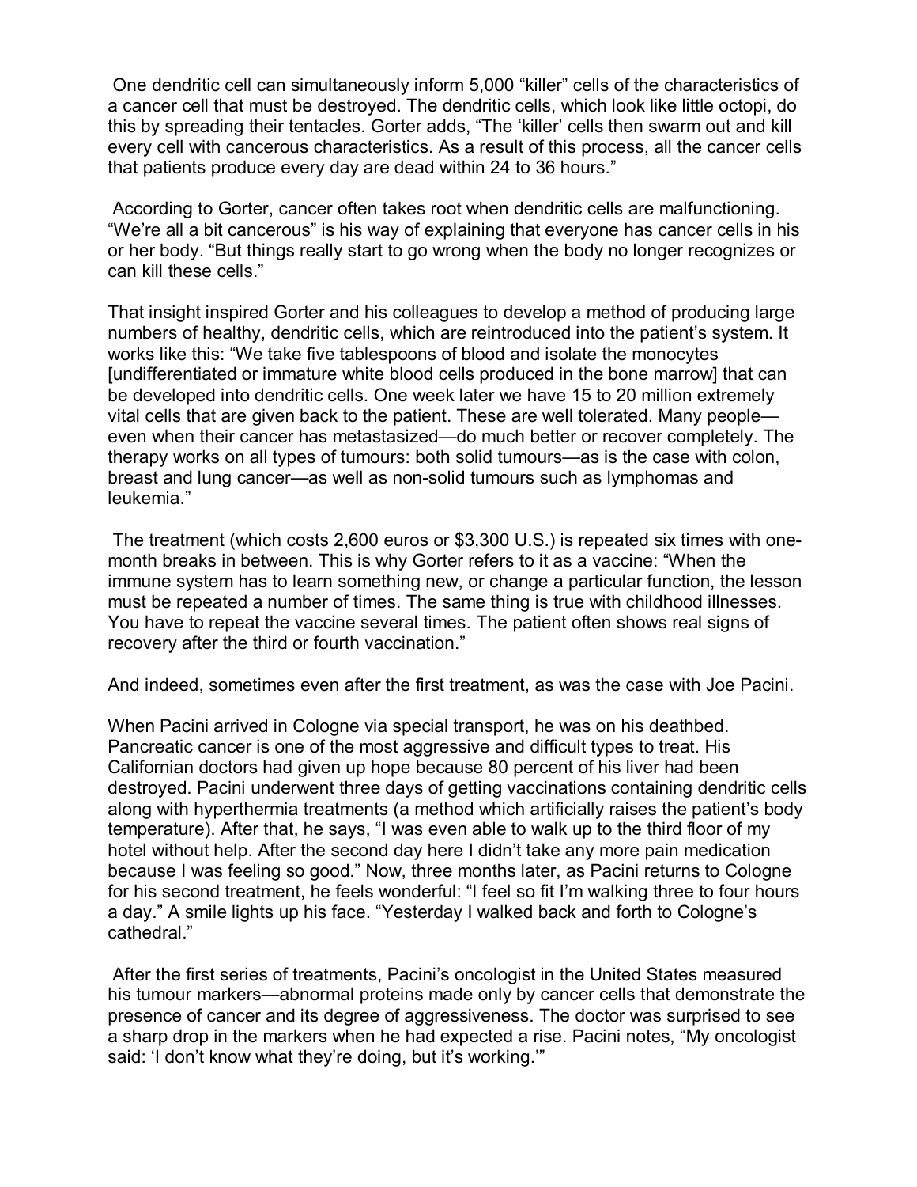One dendritic cell can simultaneously inform 5,000 "killer" cells of the characteristics of a cancer cell that must be destroyed. The dendritic cells, which look like little octopi, do this by spreading their tentacles. Gorter adds, "The 'killer' cells then swarm out and kill every cell with cancerous characteristics. As a result of this process, all the cancer cells that patients produce every day are dead within 24 to 36 hours."

According to Gorter, cancer often takes root when dendritic cells are malfunctioning. "We're all a bit cancerous" is his way of explaining that everyone has cancer cells in his or her body. "But things really start to go wrong when the body no longer recognizes or can kill these cells."

That insight inspired Gorter and his colleagues to develop a method of producing large numbers of healthy, dendritic cells, which are reintroduced into the patient's system. It works like this: "We take five tablespoons of blood and isolate the monocytes [undifferentiated or immature white blood cells produced in the bone marrow] that can be developed into dendritic cells. One week later we have 15 to 20 million extremely vital cells that are given back to the patient. These are well tolerated. Many people—even when their cancer has metastasized—do much better or recover completely. The therapy works on all types of tumours: both solid tumours—as is the case with colon, breast and lung cancer—as well as non-solid tumours such as lymphomas and leukemia."

The treatment (which costs 2,600 euros or $3,300 U.S.) is repeated six times with one-month breaks in between. This is why Gorter refers to it as a vaccine: "When the immune system has to learn something new, or change a particular function, the lesson must be repeated a number of times. The same thing is true with childhood illnesses. You have to repeat the vaccine several times. The patient often shows real signs of recovery after the third or fourth vaccination."

And indeed, sometimes even after the first treatment, as was the case with Joe Pacini.

When Pacini arrived in Cologne via special transport, he was on his deathbed. Pancreatic cancer is one of the most aggressive and difficult types to treat. His Californian doctors had given up hope because 80 percent of his liver had been destroyed. Pacini underwent three days of getting vaccinations containing dendritic cells along with hyperthermia treatments (a method which artificially raises the patient's body temperature). After that, he says, "I was even able to walk up to the third floor of my hotel without help. After the second day here I didn't take any more pain medication because I was feeling so good." Now, three months later, as Pacini returns to Cologne for his second treatment, he feels wonderful: "I feel so fit I'm walking three to four hours a day." A smile lights up his face. "Yesterday I walked back and forth to Cologne's cathedral."

After the first series of treatments, Pacini's oncologist in the United States measured his tumour markers—abnormal proteins made only by cancer cells that demonstrate the presence of cancer and its degree of aggressiveness. The doctor was surprised to see a sharp drop in the markers when he had expected a rise. Pacini notes, "My oncologist said: 'I don't know what they're doing, but it's working.'"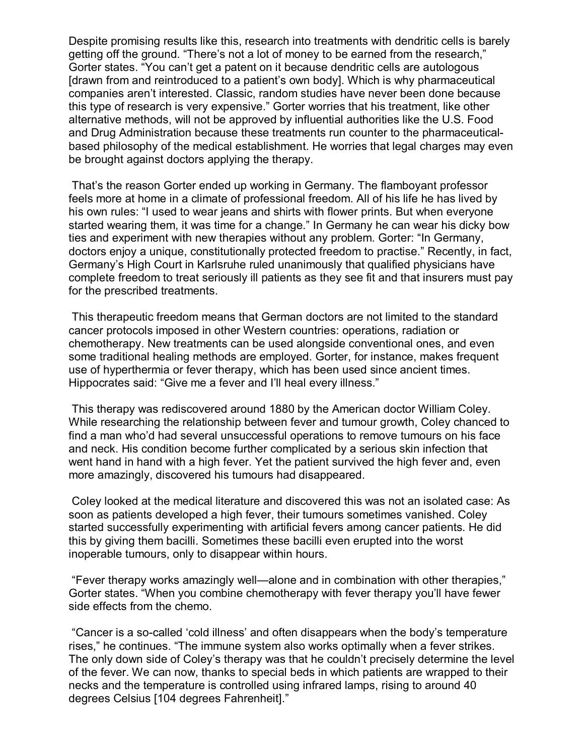Despite promising results like this, research into treatments with dendritic cells is barely getting off the ground. “There’s not a lot of money to be earned from the research,” Gorter states. “You can’t get a patent on it because dendritic cells are autologous [drawn from and reintroduced to a patient’s own body]. Which is why pharmaceutical companies aren’t interested. Classic, random studies have never been done because this type of research is very expensive.” Gorter worries that his treatment, like other alternative methods, will not be approved by influential authorities like the U.S. Food and Drug Administration because these treatments run counter to the pharmaceutical-based philosophy of the medical establishment. He worries that legal charges may even be brought against doctors applying the therapy.

That’s the reason Gorter ended up working in Germany. The flamboyant professor feels more at home in a climate of professional freedom. All of his life he has lived by his own rules: “I used to wear jeans and shirts with flower prints. But when everyone started wearing them, it was time for a change.” In Germany he can wear his dicky bow ties and experiment with new therapies without any problem. Gorter: “In Germany, doctors enjoy a unique, constitutionally protected freedom to practise.” Recently, in fact, Germany’s High Court in Karlsruhe ruled unanimously that qualified physicians have complete freedom to treat seriously ill patients as they see fit and that insurers must pay for the prescribed treatments.

This therapeutic freedom means that German doctors are not limited to the standard cancer protocols imposed in other Western countries: operations, radiation or chemotherapy. New treatments can be used alongside conventional ones, and even some traditional healing methods are employed. Gorter, for instance, makes frequent use of hyperthermia or fever therapy, which has been used since ancient times. Hippocrates said: “Give me a fever and I’ll heal every illness.”

This therapy was rediscovered around 1880 by the American doctor William Coley. While researching the relationship between fever and tumour growth, Coley chanced to find a man who’d had several unsuccessful operations to remove tumours on his face and neck. His condition become further complicated by a serious skin infection that went hand in hand with a high fever. Yet the patient survived the high fever and, even more amazingly, discovered his tumours had disappeared.

Coley looked at the medical literature and discovered this was not an isolated case: As soon as patients developed a high fever, their tumours sometimes vanished. Coley started successfully experimenting with artificial fevers among cancer patients. He did this by giving them bacilli. Sometimes these bacilli even erupted into the worst inoperable tumours, only to disappear within hours.

“Fever therapy works amazingly well—alone and in combination with other therapies,” Gorter states. “When you combine chemotherapy with fever therapy you’ll have fewer side effects from the chemo.

“Cancer is a so-called ‘cold illness’ and often disappears when the body’s temperature rises,” he continues. “The immune system also works optimally when a fever strikes. The only down side of Coley’s therapy was that he couldn’t precisely determine the level of the fever. We can now, thanks to special beds in which patients are wrapped to their necks and the temperature is controlled using infrared lamps, rising to around 40 degrees Celsius [104 degrees Fahrenheit].”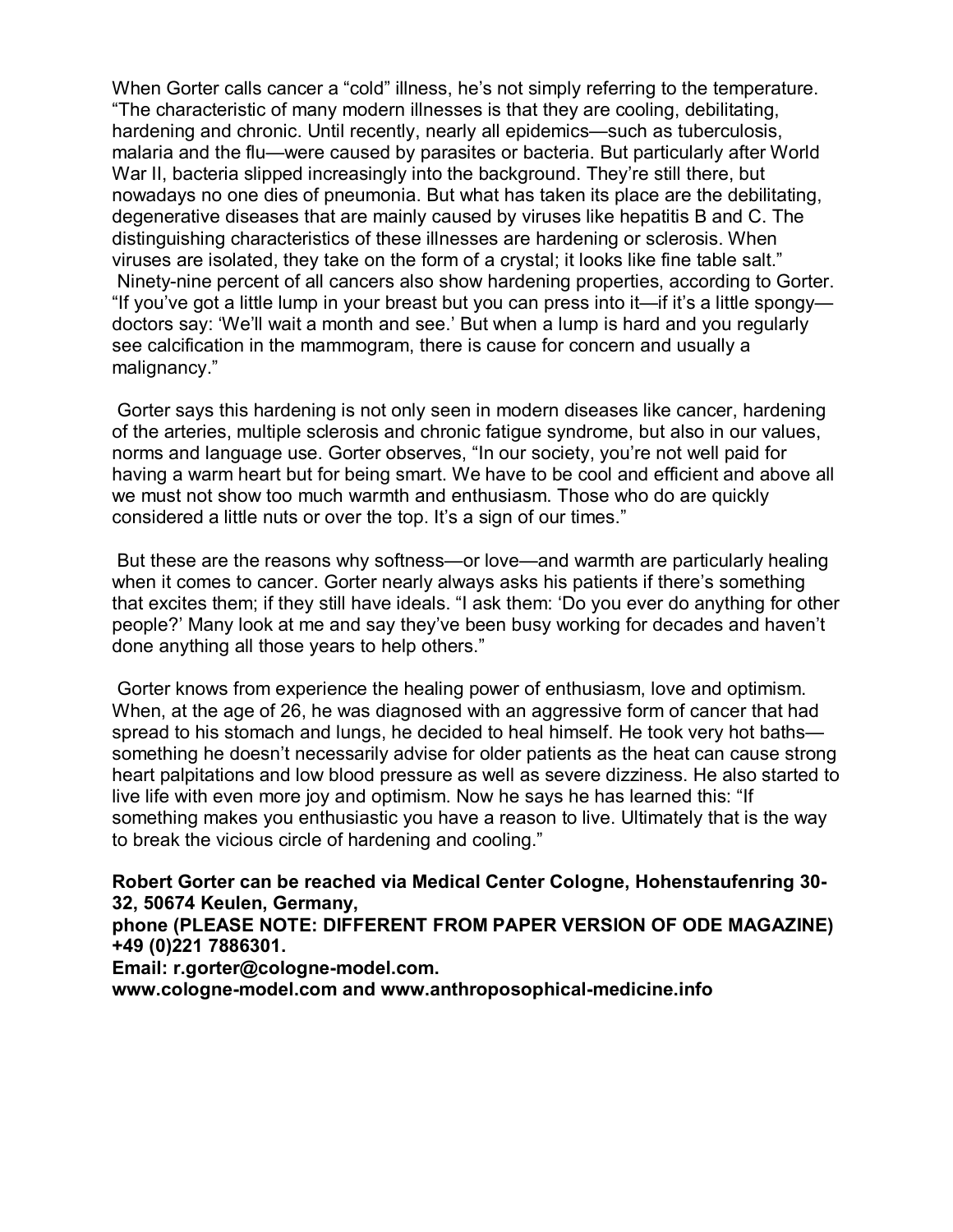When Gorter calls cancer a “cold” illness, he’s not simply referring to the temperature. “The characteristic of many modern illnesses is that they are cooling, debilitating, hardening and chronic. Until recently, nearly all epidemics—such as tuberculosis, malaria and the flu—were caused by parasites or bacteria. But particularly after World War II, bacteria slipped increasingly into the background. They’re still there, but nowadays no one dies of pneumonia. But what has taken its place are the debilitating, degenerative diseases that are mainly caused by viruses like hepatitis B and C. The distinguishing characteristics of these illnesses are hardening or sclerosis. When viruses are isolated, they take on the form of a crystal; it looks like fine table salt.”

Ninety-nine percent of all cancers also show hardening properties, according to Gorter. “If you’ve got a little lump in your breast but you can press into it—if it’s a little spongy—doctors say: ‘We’ll wait a month and see.’ But when a lump is hard and you regularly see calcification in the mammogram, there is cause for concern and usually a malignancy.”

Gorter says this hardening is not only seen in modern diseases like cancer, hardening of the arteries, multiple sclerosis and chronic fatigue syndrome, but also in our values, norms and language use. Gorter observes, “In our society, you’re not well paid for having a warm heart but for being smart. We have to be cool and efficient and above all we must not show too much warmth and enthusiasm. Those who do are quickly considered a little nuts or over the top. It’s a sign of our times.”

But these are the reasons why softness—or love—and warmth are particularly healing when it comes to cancer. Gorter nearly always asks his patients if there’s something that excites them; if they still have ideals. “I ask them: ‘Do you ever do anything for other people?’ Many look at me and say they’ve been busy working for decades and haven’t done anything all those years to help others.”

Gorter knows from experience the healing power of enthusiasm, love and optimism. When, at the age of 26, he was diagnosed with an aggressive form of cancer that had spread to his stomach and lungs, he decided to heal himself. He took very hot baths—something he doesn’t necessarily advise for older patients as the heat can cause strong heart palpitations and low blood pressure as well as severe dizziness. He also started to live life with even more joy and optimism. Now he says he has learned this: “If something makes you enthusiastic you have a reason to live. Ultimately that is the way to break the vicious circle of hardening and cooling.”

**Robert Gorter can be reached via Medical Center Cologne, Hohenstaufenring 30-32, 50674 Keulen, Germany,**
**phone (PLEASE NOTE: DIFFERENT FROM PAPER VERSION OF ODE MAGAZINE) +49 (0)221 7886301.**
**Email: r.gorter@cologne-model.com.**
**www.cologne-model.com and www.anthroposophical-medicine.info**